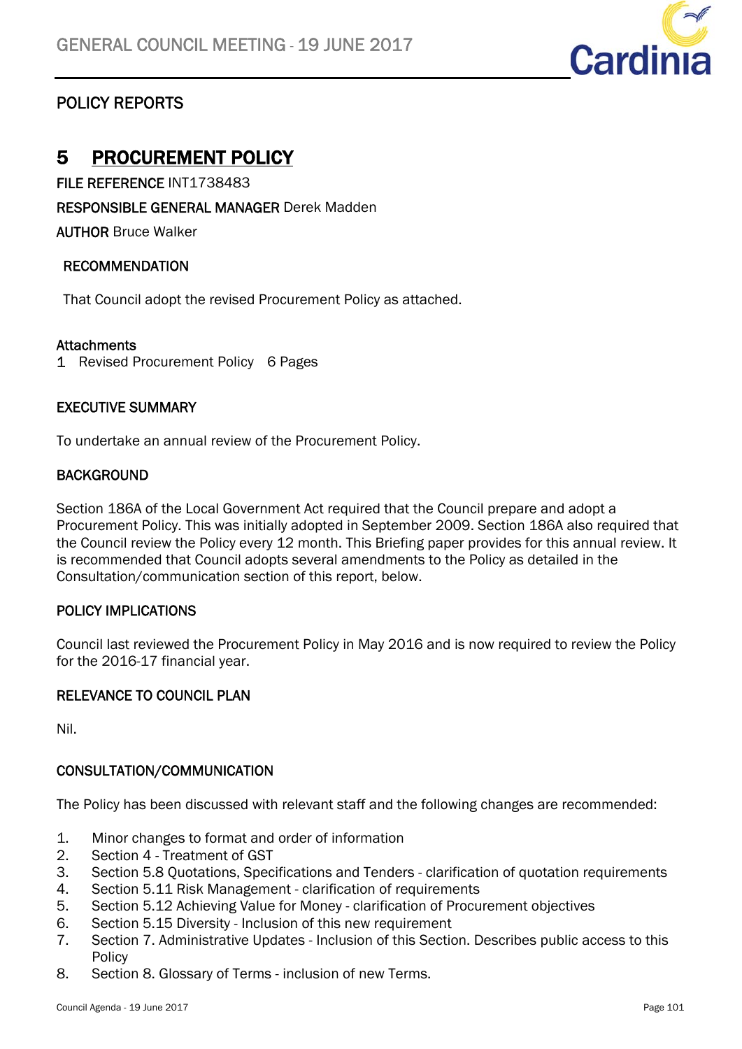## POLICY REPORTS

# 5 PROCUREMENT POLICY

**FILE REFERENCE** INT1738483

**RESPONSIBLE GENERAL MANAGER** Derek Madden

**AUTHOR** Bruce Walker

### RECOMMENDATION

That Council adopt the revised Procurement Policy as attached.

**Attachments**

1 Revised Procurement Policy 6 Pages

### EXECUTIVE SUMMARY

To undertake an annual review of the Procurement Policy.

### BACKGROUND

Section 186A of the Local Government Act required that the Council prepare and adopt a Procurement Policy. This was initially adopted in September 2009. Section 186A also required that the Council review the Policy every 12 month. This Briefing paper provides for this annual review. It is recommended that Council adopts several amendments to the Policy as detailed in the Consultation/communication section of this report, below.

### POLICY IMPLICATIONS

Council last reviewed the Procurement Policy in May 2016 and is now required to review the Policy for the 2016-17 financial year.

### RELEVANCE TO COUNCIL PLAN

Nil.

### CONSULTATION/COMMUNICATION

The Policy has been discussed with relevant staff and the following changes are recommended:

1. Minor changes to format and order of information
2. Section 4 - Treatment of GST
3. Section 5.8 Quotations, Specifications and Tenders - clarification of quotation requirements
4. Section 5.11 Risk Management - clarification of requirements
5. Section 5.12 Achieving Value for Money - clarification of Procurement objectives
6. Section 5.15 Diversity - Inclusion of this new requirement
7. Section 7. Administrative Updates - Inclusion of this Section. Describes public access to this Policy
8. Section 8. Glossary of Terms - inclusion of new Terms.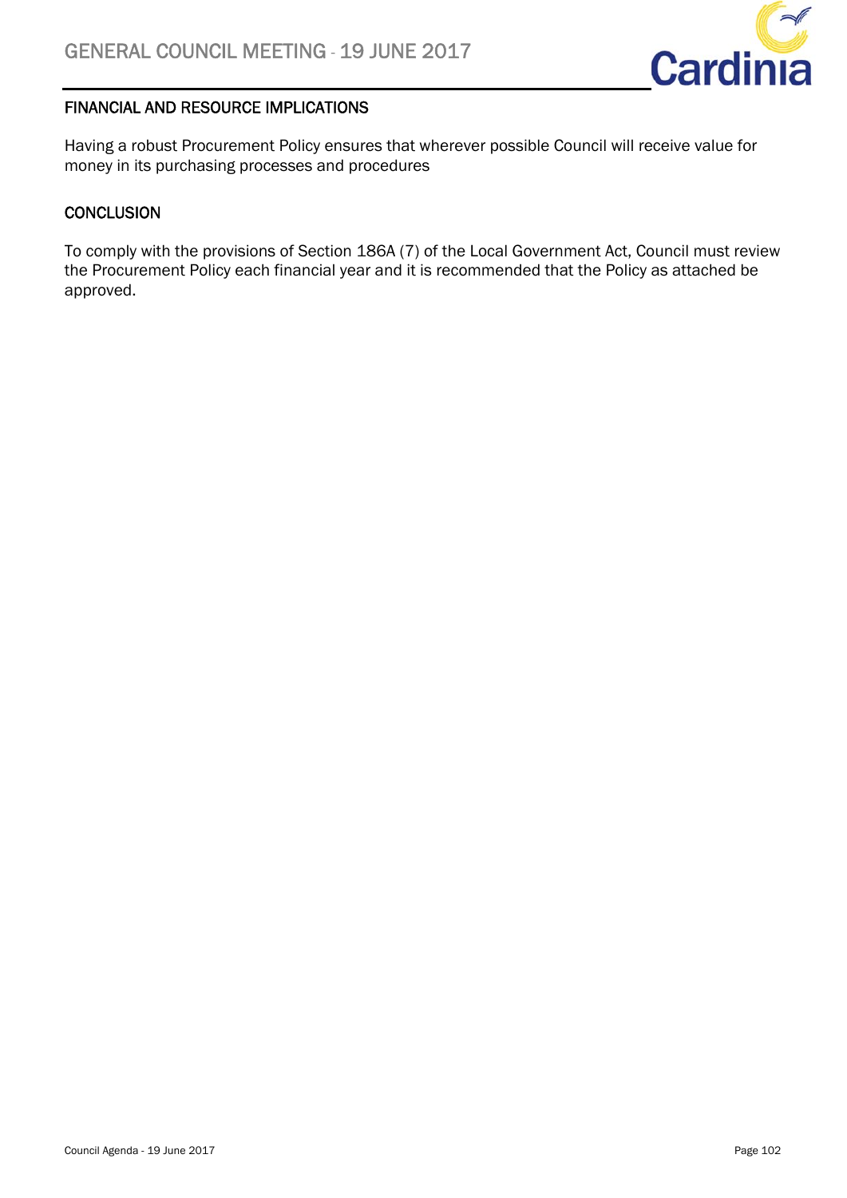## FINANCIAL AND RESOURCE IMPLICATIONS

Having a robust Procurement Policy ensures that wherever possible Council will receive value for money in its purchasing processes and procedures

## CONCLUSION

To comply with the provisions of Section 186A (7) of the Local Government Act, Council must review the Procurement Policy each financial year and it is recommended that the Policy as attached be approved.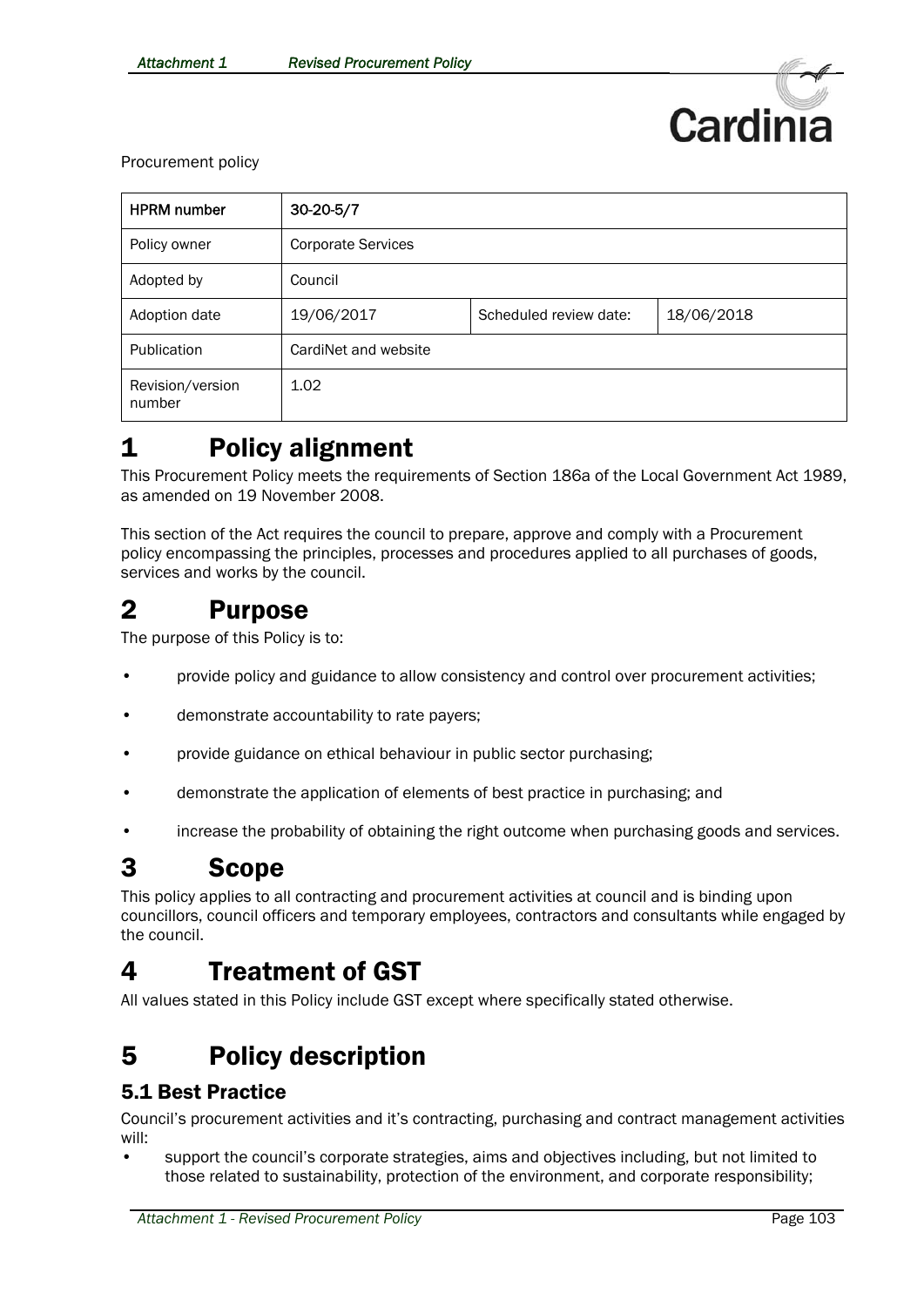Procurement policy

| HPRM number | 30-20-5/7 | | |
|---|---|---|---|
| Policy owner | Corporate Services | | |
| Adopted by | Council | | |
| Adoption date | 19/06/2017 | Scheduled review date: | 18/06/2018 |
| Publication | CardiNet and website | | |
| Revision/version number | 1.02 | | |

# 1 Policy alignment

This Procurement Policy meets the requirements of Section 186a of the Local Government Act 1989, as amended on 19 November 2008.

This section of the Act requires the council to prepare, approve and comply with a Procurement policy encompassing the principles, processes and procedures applied to all purchases of goods, services and works by the council.

# 2 Purpose

The purpose of this Policy is to:

- provide policy and guidance to allow consistency and control over procurement activities;
- demonstrate accountability to rate payers;
- provide guidance on ethical behaviour in public sector purchasing;
- demonstrate the application of elements of best practice in purchasing; and
- increase the probability of obtaining the right outcome when purchasing goods and services.

# 3 Scope

This policy applies to all contracting and procurement activities at council and is binding upon councillors, council officers and temporary employees, contractors and consultants while engaged by the council.

# 4 Treatment of GST

All values stated in this Policy include GST except where specifically stated otherwise.

# 5 Policy description

## 5.1 Best Practice

Council's procurement activities and it's contracting, purchasing and contract management activities will:

- support the council's corporate strategies, aims and objectives including, but not limited to those related to sustainability, protection of the environment, and corporate responsibility;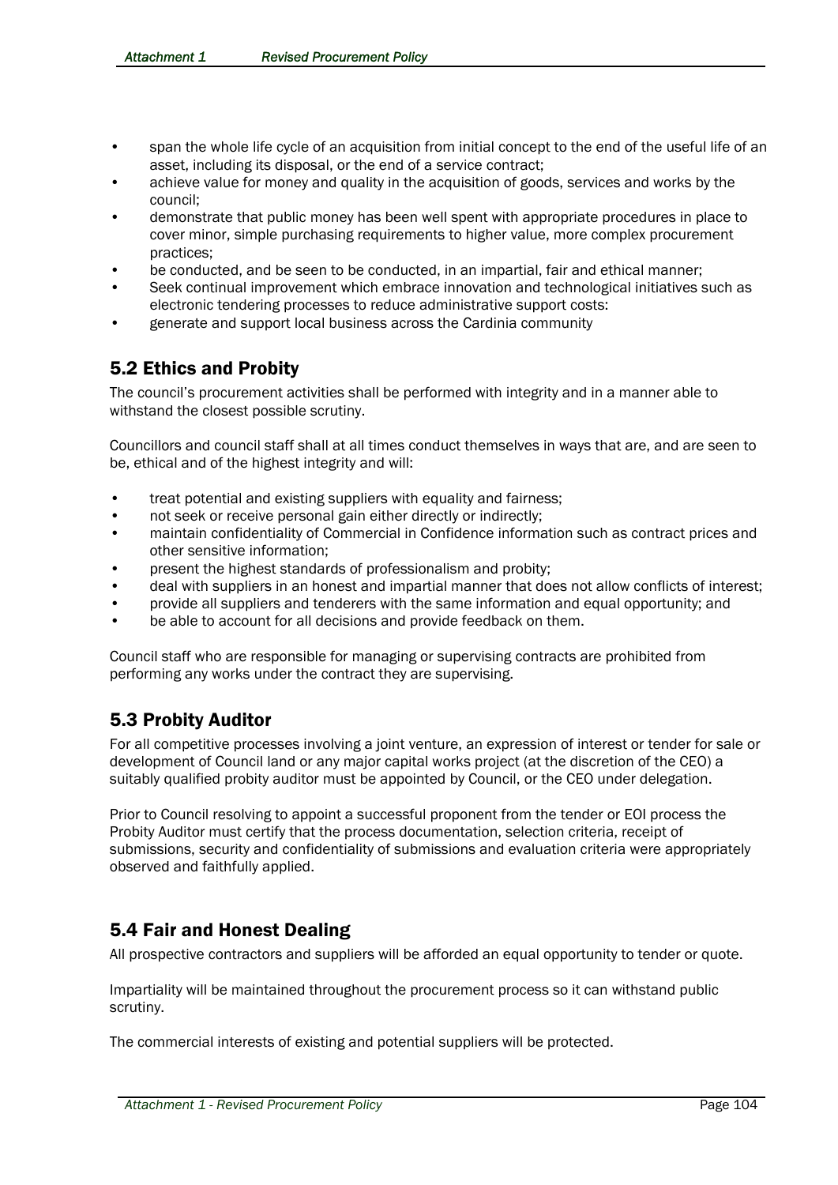- span the whole life cycle of an acquisition from initial concept to the end of the useful life of an asset, including its disposal, or the end of a service contract;
- achieve value for money and quality in the acquisition of goods, services and works by the council;
- demonstrate that public money has been well spent with appropriate procedures in place to cover minor, simple purchasing requirements to higher value, more complex procurement practices;
- be conducted, and be seen to be conducted, in an impartial, fair and ethical manner;
- Seek continual improvement which embrace innovation and technological initiatives such as electronic tendering processes to reduce administrative support costs:
- generate and support local business across the Cardinia community

## 5.2 Ethics and Probity

The council's procurement activities shall be performed with integrity and in a manner able to withstand the closest possible scrutiny.

Councillors and council staff shall at all times conduct themselves in ways that are, and are seen to be, ethical and of the highest integrity and will:

- treat potential and existing suppliers with equality and fairness;
- not seek or receive personal gain either directly or indirectly;
- maintain confidentiality of Commercial in Confidence information such as contract prices and other sensitive information;
- present the highest standards of professionalism and probity;
- deal with suppliers in an honest and impartial manner that does not allow conflicts of interest;
- provide all suppliers and tenderers with the same information and equal opportunity; and
- be able to account for all decisions and provide feedback on them.

Council staff who are responsible for managing or supervising contracts are prohibited from performing any works under the contract they are supervising.

## 5.3 Probity Auditor

For all competitive processes involving a joint venture, an expression of interest or tender for sale or development of Council land or any major capital works project (at the discretion of the CEO) a suitably qualified probity auditor must be appointed by Council, or the CEO under delegation.

Prior to Council resolving to appoint a successful proponent from the tender or EOI process the Probity Auditor must certify that the process documentation, selection criteria, receipt of submissions, security and confidentiality of submissions and evaluation criteria were appropriately observed and faithfully applied.

## 5.4 Fair and Honest Dealing

All prospective contractors and suppliers will be afforded an equal opportunity to tender or quote.

Impartiality will be maintained throughout the procurement process so it can withstand public scrutiny.

The commercial interests of existing and potential suppliers will be protected.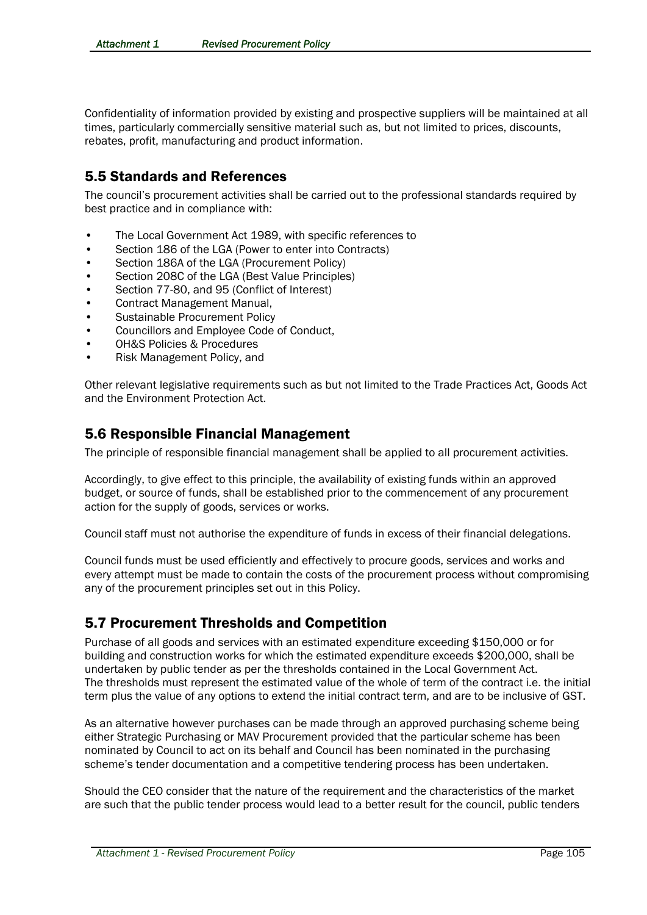Confidentiality of information provided by existing and prospective suppliers will be maintained at all times, particularly commercially sensitive material such as, but not limited to prices, discounts, rebates, profit, manufacturing and product information.

## 5.5 Standards and References

The council's procurement activities shall be carried out to the professional standards required by best practice and in compliance with:

- The Local Government Act 1989, with specific references to
- Section 186 of the LGA (Power to enter into Contracts)
- Section 186A of the LGA (Procurement Policy)
- Section 208C of the LGA (Best Value Principles)
- Section 77-80, and 95 (Conflict of Interest)
- Contract Management Manual,
- Sustainable Procurement Policy
- Councillors and Employee Code of Conduct,
- OH&S Policies & Procedures
- Risk Management Policy, and

Other relevant legislative requirements such as but not limited to the Trade Practices Act, Goods Act and the Environment Protection Act.

## 5.6 Responsible Financial Management

The principle of responsible financial management shall be applied to all procurement activities.

Accordingly, to give effect to this principle, the availability of existing funds within an approved budget, or source of funds, shall be established prior to the commencement of any procurement action for the supply of goods, services or works.

Council staff must not authorise the expenditure of funds in excess of their financial delegations.

Council funds must be used efficiently and effectively to procure goods, services and works and every attempt must be made to contain the costs of the procurement process without compromising any of the procurement principles set out in this Policy.

## 5.7 Procurement Thresholds and Competition

Purchase of all goods and services with an estimated expenditure exceeding $150,000 or for building and construction works for which the estimated expenditure exceeds $200,000, shall be undertaken by public tender as per the thresholds contained in the Local Government Act.
The thresholds must represent the estimated value of the whole of term of the contract i.e. the initial term plus the value of any options to extend the initial contract term, and are to be inclusive of GST.

As an alternative however purchases can be made through an approved purchasing scheme being either Strategic Purchasing or MAV Procurement provided that the particular scheme has been nominated by Council to act on its behalf and Council has been nominated in the purchasing scheme's tender documentation and a competitive tendering process has been undertaken.

Should the CEO consider that the nature of the requirement and the characteristics of the market are such that the public tender process would lead to a better result for the council, public tenders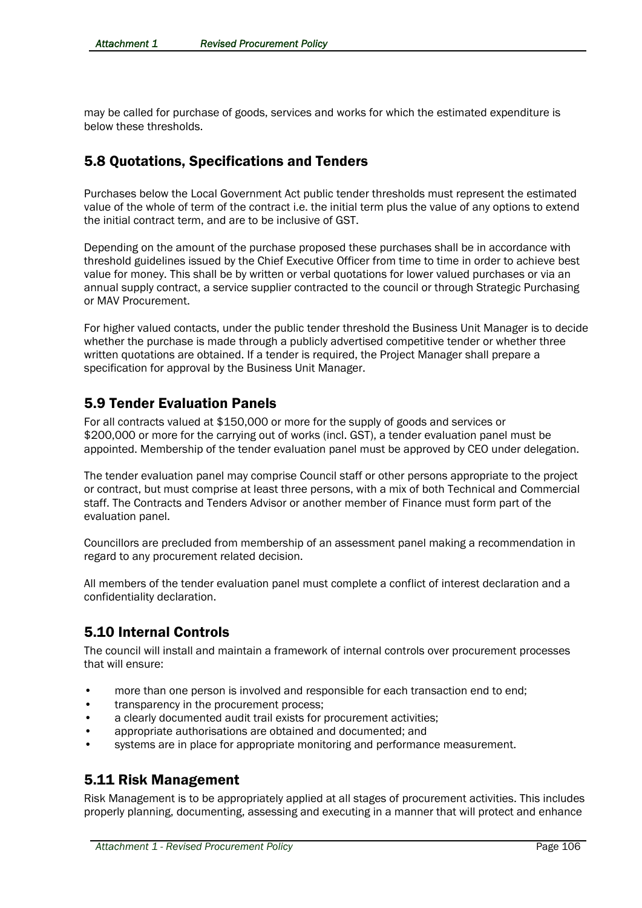may be called for purchase of goods, services and works for which the estimated expenditure is below these thresholds.

## 5.8 Quotations, Specifications and Tenders

Purchases below the Local Government Act public tender thresholds must represent the estimated value of the whole of term of the contract i.e. the initial term plus the value of any options to extend the initial contract term, and are to be inclusive of GST.

Depending on the amount of the purchase proposed these purchases shall be in accordance with threshold guidelines issued by the Chief Executive Officer from time to time in order to achieve best value for money. This shall be by written or verbal quotations for lower valued purchases or via an annual supply contract, a service supplier contracted to the council or through Strategic Purchasing or MAV Procurement.

For higher valued contacts, under the public tender threshold the Business Unit Manager is to decide whether the purchase is made through a publicly advertised competitive tender or whether three written quotations are obtained. If a tender is required, the Project Manager shall prepare a specification for approval by the Business Unit Manager.

## 5.9 Tender Evaluation Panels

For all contracts valued at $150,000 or more for the supply of goods and services or $200,000 or more for the carrying out of works (incl. GST), a tender evaluation panel must be appointed. Membership of the tender evaluation panel must be approved by CEO under delegation.

The tender evaluation panel may comprise Council staff or other persons appropriate to the project or contract, but must comprise at least three persons, with a mix of both Technical and Commercial staff. The Contracts and Tenders Advisor or another member of Finance must form part of the evaluation panel.

Councillors are precluded from membership of an assessment panel making a recommendation in regard to any procurement related decision.

All members of the tender evaluation panel must complete a conflict of interest declaration and a confidentiality declaration.

## 5.10 Internal Controls

The council will install and maintain a framework of internal controls over procurement processes that will ensure:

- more than one person is involved and responsible for each transaction end to end;
- transparency in the procurement process;
- a clearly documented audit trail exists for procurement activities;
- appropriate authorisations are obtained and documented; and
- systems are in place for appropriate monitoring and performance measurement.

## 5.11 Risk Management

Risk Management is to be appropriately applied at all stages of procurement activities. This includes properly planning, documenting, assessing and executing in a manner that will protect and enhance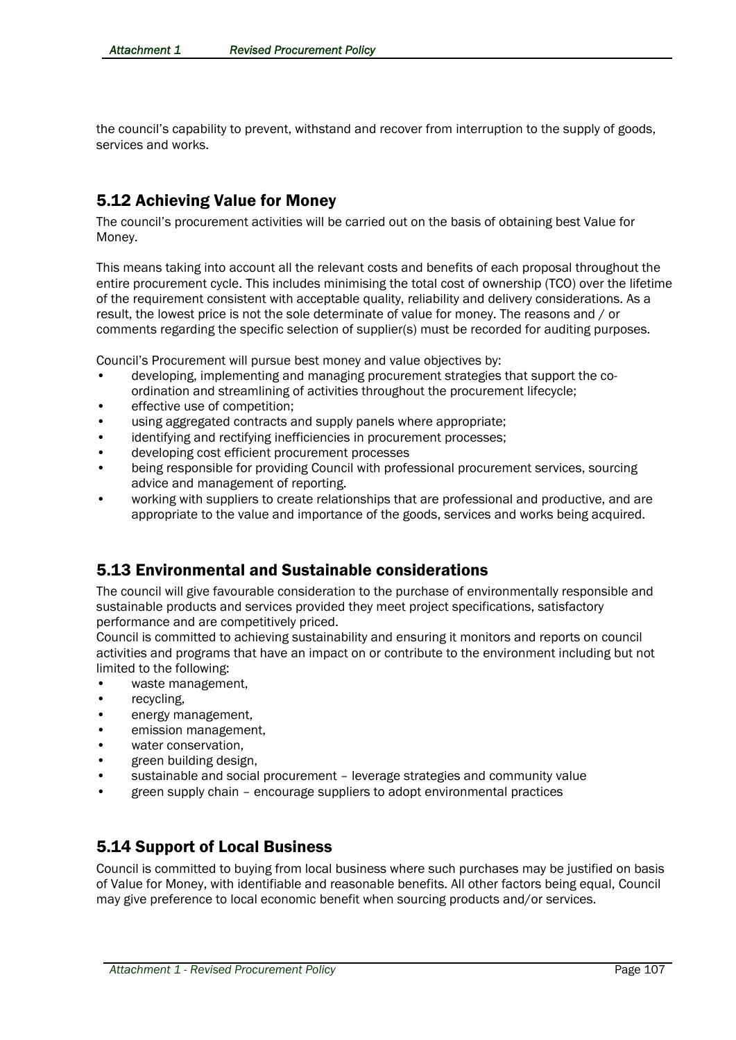the council's capability to prevent, withstand and recover from interruption to the supply of goods, services and works.

## 5.12 Achieving Value for Money

The council's procurement activities will be carried out on the basis of obtaining best Value for Money.

This means taking into account all the relevant costs and benefits of each proposal throughout the entire procurement cycle. This includes minimising the total cost of ownership (TCO) over the lifetime of the requirement consistent with acceptable quality, reliability and delivery considerations. As a result, the lowest price is not the sole determinate of value for money. The reasons and / or comments regarding the specific selection of supplier(s) must be recorded for auditing purposes.

Council's Procurement will pursue best money and value objectives by:

- developing, implementing and managing procurement strategies that support the co-ordination and streamlining of activities throughout the procurement lifecycle;
- effective use of competition;
- using aggregated contracts and supply panels where appropriate;
- identifying and rectifying inefficiencies in procurement processes;
- developing cost efficient procurement processes
- being responsible for providing Council with professional procurement services, sourcing advice and management of reporting.
- working with suppliers to create relationships that are professional and productive, and are appropriate to the value and importance of the goods, services and works being acquired.

## 5.13 Environmental and Sustainable considerations

The council will give favourable consideration to the purchase of environmentally responsible and sustainable products and services provided they meet project specifications, satisfactory performance and are competitively priced.
Council is committed to achieving sustainability and ensuring it monitors and reports on council activities and programs that have an impact on or contribute to the environment including but not limited to the following:

- waste management,
- recycling,
- energy management,
- emission management,
- water conservation,
- green building design,
- sustainable and social procurement – leverage strategies and community value
- green supply chain – encourage suppliers to adopt environmental practices

## 5.14 Support of Local Business

Council is committed to buying from local business where such purchases may be justified on basis of Value for Money, with identifiable and reasonable benefits. All other factors being equal, Council may give preference to local economic benefit when sourcing products and/or services.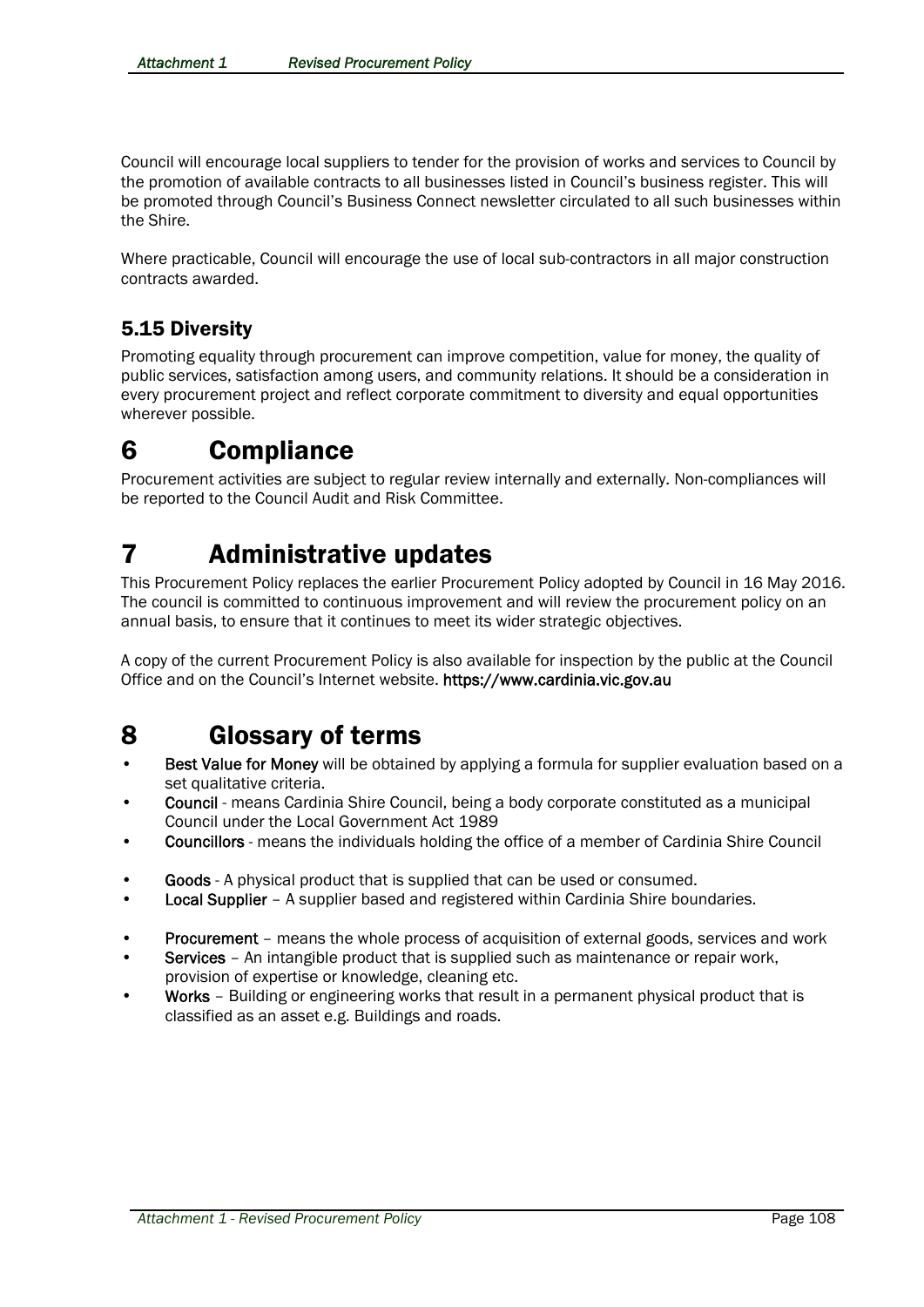Council will encourage local suppliers to tender for the provision of works and services to Council by the promotion of available contracts to all businesses listed in Council's business register. This will be promoted through Council's Business Connect newsletter circulated to all such businesses within the Shire.

Where practicable, Council will encourage the use of local sub-contractors in all major construction contracts awarded.

### 5.15 Diversity

Promoting equality through procurement can improve competition, value for money, the quality of public services, satisfaction among users, and community relations. It should be a consideration in every procurement project and reflect corporate commitment to diversity and equal opportunities wherever possible.

# 6 Compliance

Procurement activities are subject to regular review internally and externally. Non-compliances will be reported to the Council Audit and Risk Committee.

# 7 Administrative updates

This Procurement Policy replaces the earlier Procurement Policy adopted by Council in 16 May 2016. The council is committed to continuous improvement and will review the procurement policy on an annual basis, to ensure that it continues to meet its wider strategic objectives.

A copy of the current Procurement Policy is also available for inspection by the public at the Council Office and on the Council's Internet website. **https://www.cardinia.vic.gov.au**

# 8 Glossary of terms

- **Best Value for Money** will be obtained by applying a formula for supplier evaluation based on a set qualitative criteria.
- **Council** - means Cardinia Shire Council, being a body corporate constituted as a municipal Council under the Local Government Act 1989
- **Councillors** - means the individuals holding the office of a member of Cardinia Shire Council
- **Goods** - A physical product that is supplied that can be used or consumed.
- **Local Supplier** – A supplier based and registered within Cardinia Shire boundaries.
- **Procurement** – means the whole process of acquisition of external goods, services and work
- **Services** – An intangible product that is supplied such as maintenance or repair work, provision of expertise or knowledge, cleaning etc.
- **Works** – Building or engineering works that result in a permanent physical product that is classified as an asset e.g. Buildings and roads.